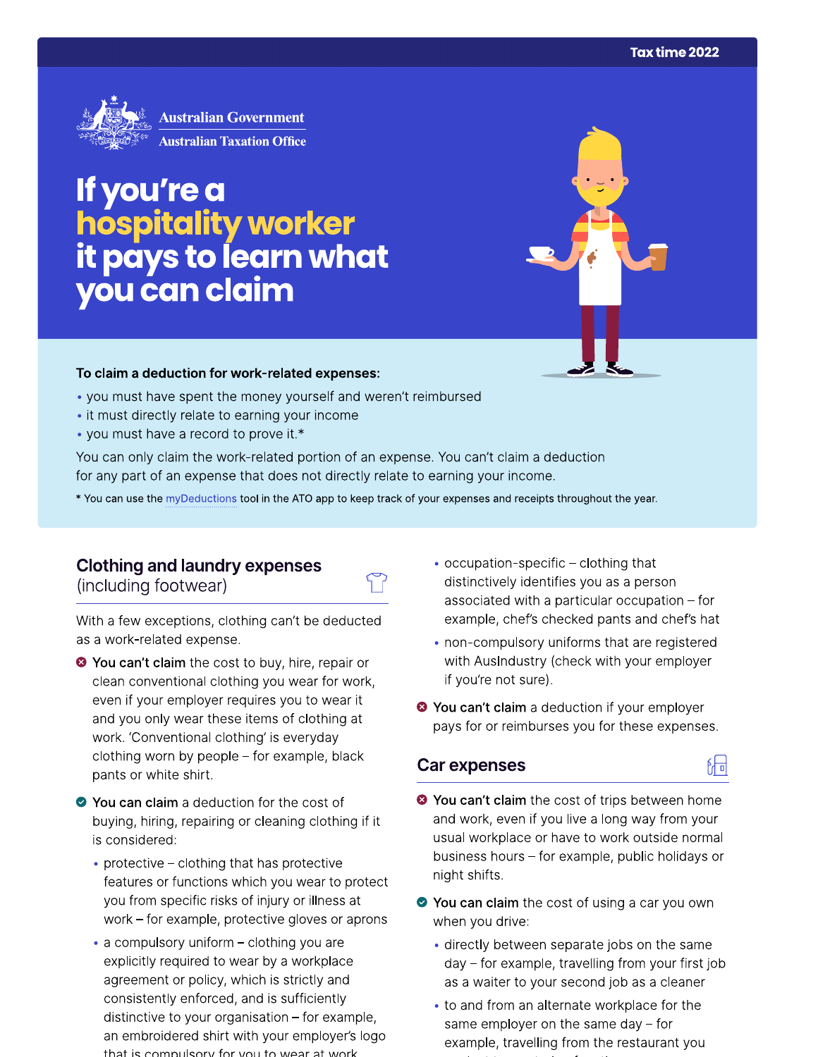Tax time 2022

Australian Government
Australian Taxation Office

# If you're a hospitality worker it pays to learn what you can claim

**To claim a deduction for work-related expenses:**

- you must have spent the money yourself and weren't reimbursed
- it must directly relate to earning your income
- you must have a record to prove it.*

You can only claim the work-related portion of an expense. You can't claim a deduction for any part of an expense that does not directly relate to earning your income.

* You can use the myDeductions tool in the ATO app to keep track of your expenses and receipts throughout the year.

## Clothing and laundry expenses (including footwear)

With a few exceptions, clothing can't be deducted as a work-related expense.

**You can't claim** the cost to buy, hire, repair or clean conventional clothing you wear for work, even if your employer requires you to wear it and you only wear these items of clothing at work. 'Conventional clothing' is everyday clothing worn by people – for example, black pants or white shirt.

**You can claim** a deduction for the cost of buying, hiring, repairing or cleaning clothing if it is considered:

- protective – clothing that has protective features or functions which you wear to protect you from specific risks of injury or illness at work – for example, protective gloves or aprons
- a compulsory uniform – clothing you are explicitly required to wear by a workplace agreement or policy, which is strictly and consistently enforced, and is sufficiently distinctive to your organisation – for example, an embroidered shirt with your employer's logo that is compulsory for you to wear at work
- occupation-specific – clothing that distinctively identifies you as a person associated with a particular occupation – for example, chef's checked pants and chef's hat
- non-compulsory uniforms that are registered with AusIndustry (check with your employer if you're not sure).

**You can't claim** a deduction if your employer pays for or reimburses you for these expenses.

## Car expenses

**You can't claim** the cost of trips between home and work, even if you live a long way from your usual workplace or have to work outside normal business hours – for example, public holidays or night shifts.

**You can claim** the cost of using a car you own when you drive:

- directly between separate jobs on the same day – for example, travelling from your first job as a waiter to your second job as a cleaner
- to and from an alternate workplace for the same employer on the same day – for example, travelling from the restaurant you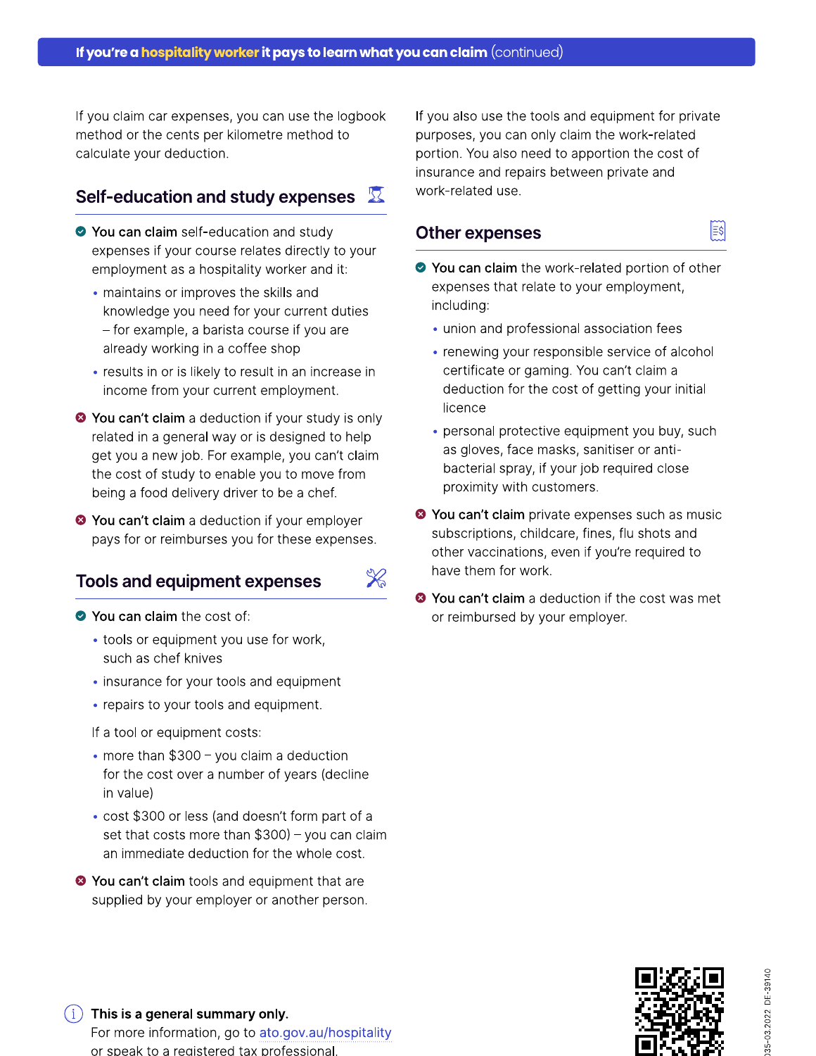If you claim car expenses, you can use the logbook method or the cents per kilometre method to calculate your deduction.

## Self-education and study expenses

- **You can claim** self-education and study expenses if your course relates directly to your employment as a hospitality worker and it:
  - maintains or improves the skills and knowledge you need for your current duties – for example, a barista course if you are already working in a coffee shop
  - results in or is likely to result in an increase in income from your current employment.
- **You can't claim** a deduction if your study is only related in a general way or is designed to help get you a new job. For example, you can't claim the cost of study to enable you to move from being a food delivery driver to be a chef.
- **You can't claim** a deduction if your employer pays for or reimburses you for these expenses.

## Tools and equipment expenses

- **You can claim** the cost of:
  - tools or equipment you use for work, such as chef knives
  - insurance for your tools and equipment
  - repairs to your tools and equipment.

  If a tool or equipment costs:
  - more than $300 – you claim a deduction for the cost over a number of years (decline in value)
  - cost $300 or less (and doesn't form part of a set that costs more than $300) – you can claim an immediate deduction for the whole cost.
- **You can't claim** tools and equipment that are supplied by your employer or another person.

If you also use the tools and equipment for private purposes, you can only claim the work-related portion. You also need to apportion the cost of insurance and repairs between private and work-related use.

## Other expenses

- **You can claim** the work-related portion of other expenses that relate to your employment, including:
  - union and professional association fees
  - renewing your responsible service of alcohol certificate or gaming. You can't claim a deduction for the cost of getting your initial licence
  - personal protective equipment you buy, such as gloves, face masks, sanitiser or anti-bacterial spray, if your job required close proximity with customers.
- **You can't claim** private expenses such as music subscriptions, childcare, fines, flu shots and other vaccinations, even if you're required to have them for work.
- **You can't claim** a deduction if the cost was met or reimbursed by your employer.

**This is a general summary only.**
For more information, go to ato.gov.au/hospitality or speak to a registered tax professional.